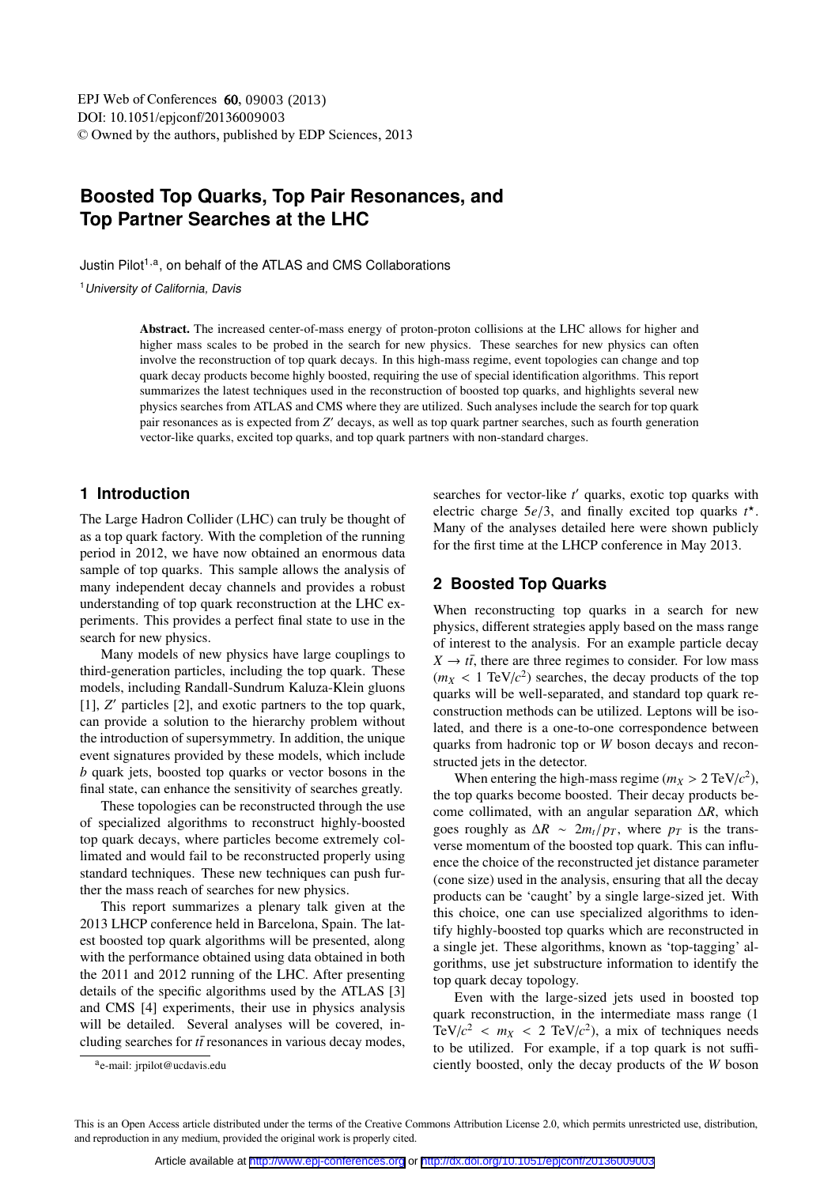EPJ Web of Conferences **60**, 09003 (2013)
DOI: 10.1051/epjconf/20136009003
© Owned by the authors, published by EDP Sciences, 2013

# Boosted Top Quarks, Top Pair Resonances, and Top Partner Searches at the LHC

Justin Pilot[1,a], on behalf of the ATLAS and CMS Collaborations

[1]*University of California, Davis*

**Abstract.** The increased center-of-mass energy of proton-proton collisions at the LHC allows for higher and higher mass scales to be probed in the search for new physics. These searches for new physics can often involve the reconstruction of top quark decays. In this high-mass regime, event topologies can change and top quark decay products become highly boosted, requiring the use of special identification algorithms. This report summarizes the latest techniques used in the reconstruction of boosted top quarks, and highlights several new physics searches from ATLAS and CMS where they are utilized. Such analyses include the search for top quark pair resonances as is expected from $Z'$ decays, as well as top quark partner searches, such as fourth generation vector-like quarks, excited top quarks, and top quark partners with non-standard charges.

## 1 Introduction

The Large Hadron Collider (LHC) can truly be thought of as a top quark factory. With the completion of the running period in 2012, we have now obtained an enormous data sample of top quarks. This sample allows the analysis of many independent decay channels and provides a robust understanding of top quark reconstruction at the LHC experiments. This provides a perfect final state to use in the search for new physics.

Many models of new physics have large couplings to third-generation particles, including the top quark. These models, including Randall-Sundrum Kaluza-Klein gluons [1], $Z'$ particles [2], and exotic partners to the top quark, can provide a solution to the hierarchy problem without the introduction of supersymmetry. In addition, the unique event signatures provided by these models, which include $b$ quark jets, boosted top quarks or vector bosons in the final state, can enhance the sensitivity of searches greatly.

These topologies can be reconstructed through the use of specialized algorithms to reconstruct highly-boosted top quark decays, where particles become extremely collimated and would fail to be reconstructed properly using standard techniques. These new techniques can push further the mass reach of searches for new physics.

This report summarizes a plenary talk given at the 2013 LHCP conference held in Barcelona, Spain. The latest boosted top quark algorithms will be presented, along with the performance obtained using data obtained in both the 2011 and 2012 running of the LHC. After presenting details of the specific algorithms used by the ATLAS [3] and CMS [4] experiments, their use in physics analysis will be detailed. Several analyses will be covered, including searches for $t\bar{t}$ resonances in various decay modes, searches for vector-like $t'$ quarks, exotic top quarks with electric charge $5e/3$, and finally excited top quarks $t^\star$. Many of the analyses detailed here were shown publicly for the first time at the LHCP conference in May 2013.

## 2 Boosted Top Quarks

When reconstructing top quarks in a search for new physics, different strategies apply based on the mass range of interest to the analysis. For an example particle decay $X \to t\bar{t}$, there are three regimes to consider. For low mass ($m_X < 1$ TeV/$c^2$) searches, the decay products of the top quarks will be well-separated, and standard top quark reconstruction methods can be utilized. Leptons will be isolated, and there is a one-to-one correspondence between quarks from hadronic top or $W$ boson decays and reconstructed jets in the detector.

When entering the high-mass regime ($m_X > 2$ TeV/$c^2$), the top quarks become boosted. Their decay products become collimated, with an angular separation $\Delta R$, which goes roughly as $\Delta R \sim 2m_t/p_T$, where $p_T$ is the transverse momentum of the boosted top quark. This can influence the choice of the reconstructed jet distance parameter (cone size) used in the analysis, ensuring that all the decay products can be 'caught' by a single large-sized jet. With this choice, one can use specialized algorithms to identify highly-boosted top quarks which are reconstructed in a single jet. These algorithms, known as 'top-tagging' algorithms, use jet substructure information to identify the top quark decay topology.

Even with the large-sized jets used in boosted top quark reconstruction, in the intermediate mass range (1 TeV/$c^2$ $< m_X <$ 2 TeV/$c^2$), a mix of techniques needs to be utilized. For example, if a top quark is not sufficiently boosted, only the decay products of the $W$ boson

[a]e-mail: jrpilot@ucdavis.edu

This is an Open Access article distributed under the terms of the Creative Commons Attribution License 2.0, which permits unrestricted use, distribution, and reproduction in any medium, provided the original work is properly cited.

Article available at http://www.epj-conferences.org or http://dx.doi.org/10.1051/epjconf/20136009003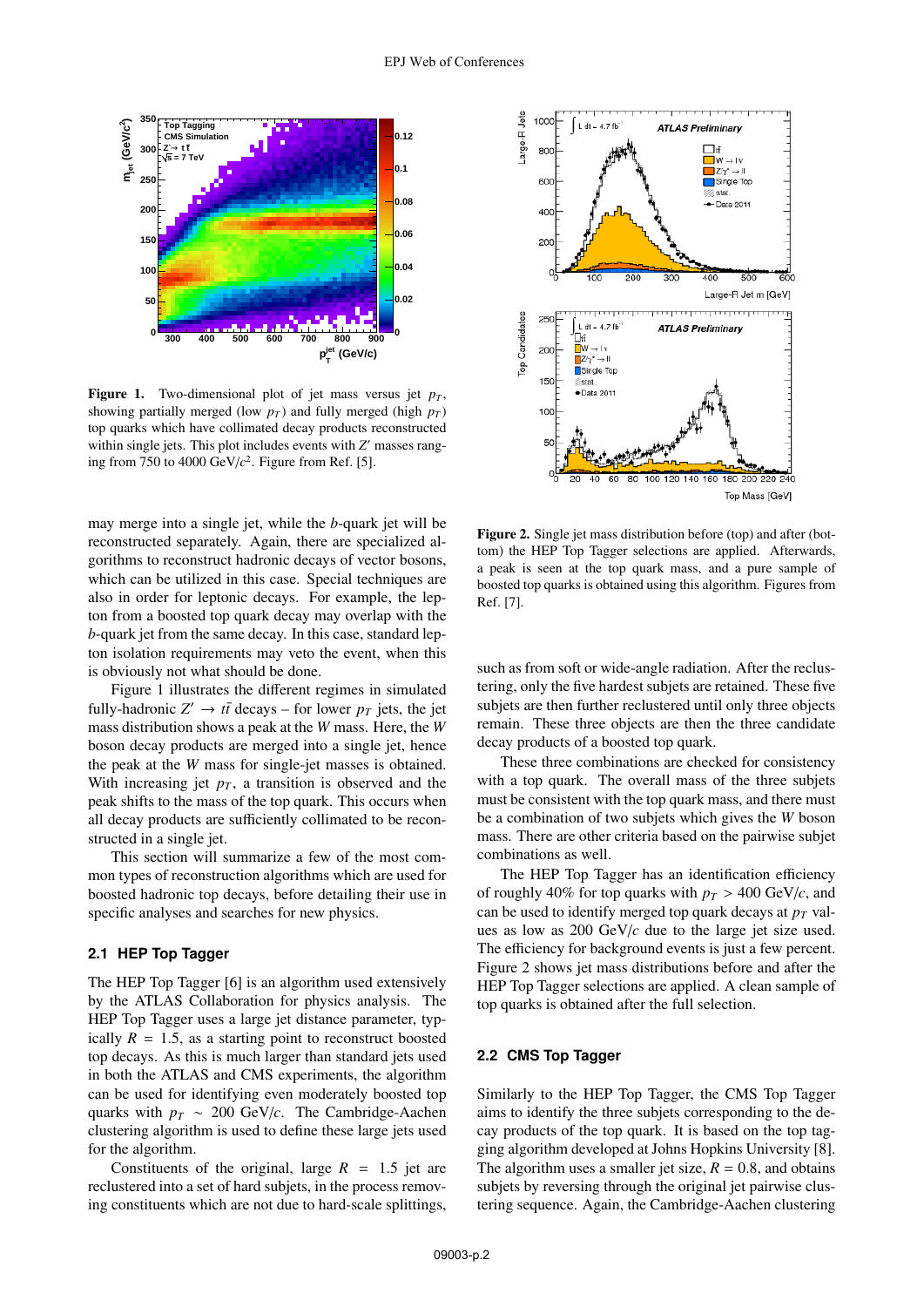Top Tagging
CMS Simulation
$Z' \rightarrow t\bar{t}$
$\sqrt{s} = 7$ TeV

$m_{jet}$ (GeV/c$^2$)

$p_T^{jet}$ (GeV/c)

**Figure 1.** Two-dimensional plot of jet mass versus jet $p_T$, showing partially merged (low $p_T$) and fully merged (high $p_T$) top quarks which have collimated decay products reconstructed within single jets. This plot includes events with $Z'$ masses ranging from 750 to 4000 GeV/$c^2$. Figure from Ref. [5].

ATLAS Preliminary
$\int L\,dt = 4.7\ \text{fb}^{-1}$
$t\bar{t}$
$W \rightarrow l\nu$
$Z/\gamma^* \rightarrow ll$
Single Top
stat.
Data 2011

Large-R Jets
Large-R Jet m [GeV]

Top Candidates
Top Mass [GeV]

**Figure 2.** Single jet mass distribution before (top) and after (bottom) the HEP Top Tagger selections are applied. Afterwards, a peak is seen at the top quark mass, and a pure sample of boosted top quarks is obtained using this algorithm. Figures from Ref. [7].

may merge into a single jet, while the $b$-quark jet will be reconstructed separately. Again, there are specialized algorithms to reconstruct hadronic decays of vector bosons, which can be utilized in this case. Special techniques are also in order for leptonic decays. For example, the lepton from a boosted top quark decay may overlap with the $b$-quark jet from the same decay. In this case, standard lepton isolation requirements may veto the event, when this is obviously not what should be done.

Figure 1 illustrates the different regimes in simulated fully-hadronic $Z' \rightarrow t\bar{t}$ decays – for lower $p_T$ jets, the jet mass distribution shows a peak at the $W$ mass. Here, the $W$ boson decay products are merged into a single jet, hence the peak at the $W$ mass for single-jet masses is obtained. With increasing jet $p_T$, a transition is observed and the peak shifts to the mass of the top quark. This occurs when all decay products are sufficiently collimated to be reconstructed in a single jet.

This section will summarize a few of the most common types of reconstruction algorithms which are used for boosted hadronic top decays, before detailing their use in specific analyses and searches for new physics.

### 2.1 HEP Top Tagger

The HEP Top Tagger [6] is an algorithm used extensively by the ATLAS Collaboration for physics analysis. The HEP Top Tagger uses a large jet distance parameter, typically $R = 1.5$, as a starting point to reconstruct boosted top decays. As this is much larger than standard jets used in both the ATLAS and CMS experiments, the algorithm can be used for identifying even moderately boosted top quarks with $p_T \sim 200$ GeV/$c$. The Cambridge-Aachen clustering algorithm is used to define these large jets used for the algorithm.

Constituents of the original, large $R = 1.5$ jet are reclustered into a set of hard subjets, in the process removing constituents which are not due to hard-scale splittings, such as from soft or wide-angle radiation. After the reclustering, only the five hardest subjets are retained. These five subjets are then further reclustered until only three objects remain. These three objects are then the three candidate decay products of a boosted top quark.

These three combinations are checked for consistency with a top quark. The overall mass of the three subjets must be consistent with the top quark mass, and there must be a combination of two subjets which gives the $W$ boson mass. There are other criteria based on the pairwise subjet combinations as well.

The HEP Top Tagger has an identification efficiency of roughly 40% for top quarks with $p_T > 400$ GeV/$c$, and can be used to identify merged top quark decays at $p_T$ values as low as 200 GeV/$c$ due to the large jet size used. The efficiency for background events is just a few percent. Figure 2 shows jet mass distributions before and after the HEP Top Tagger selections are applied. A clean sample of top quarks is obtained after the full selection.

### 2.2 CMS Top Tagger

Similarly to the HEP Top Tagger, the CMS Top Tagger aims to identify the three subjets corresponding to the decay products of the top quark. It is based on the top tagging algorithm developed at Johns Hopkins University [8]. The algorithm uses a smaller jet size, $R = 0.8$, and obtains subjets by reversing through the original jet pairwise clustering sequence. Again, the Cambridge-Aachen clustering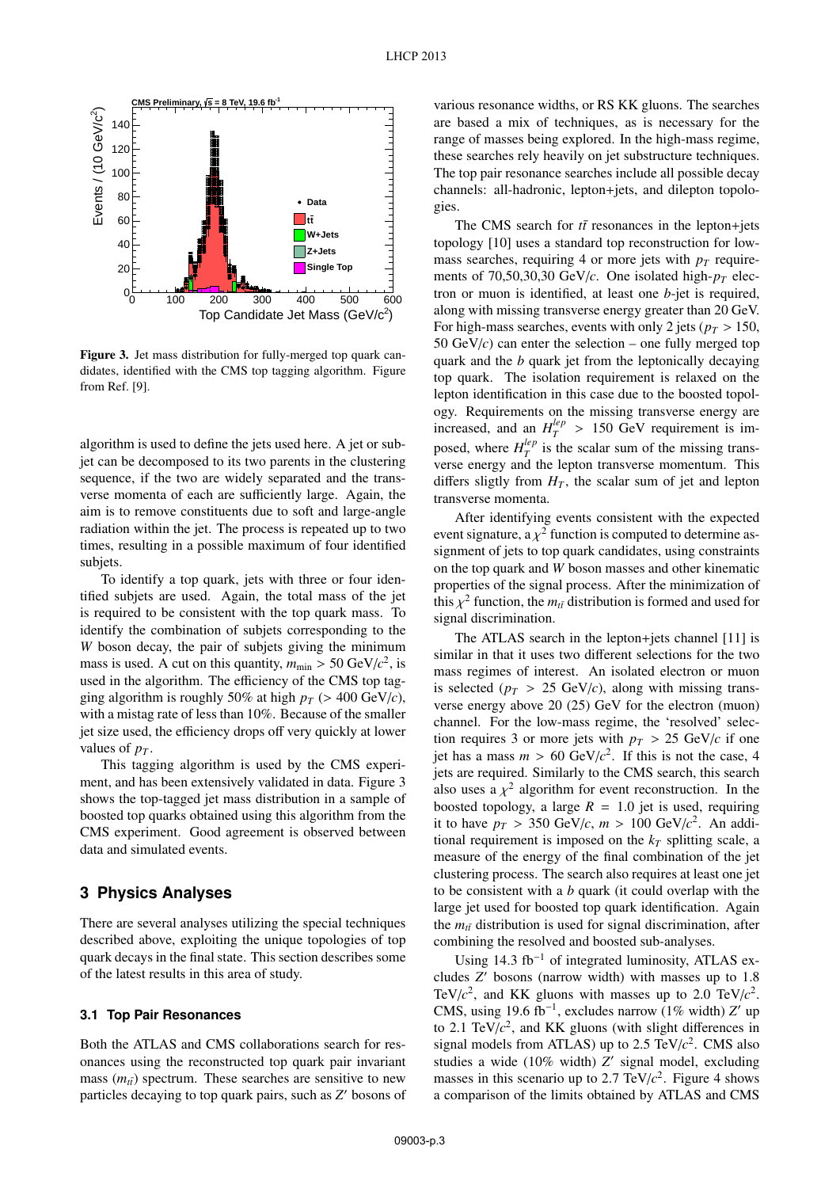CMS Preliminary, $\sqrt{s}$ = 8 TeV, 19.6 fb$^{-1}$

Events / (10 GeV/c$^2$)

Top Candidate Jet Mass (GeV/c$^2$)

Data

$t\bar{t}$

W+Jets

Z+Jets

Single Top

**Figure 3.** Jet mass distribution for fully-merged top quark candidates, identified with the CMS top tagging algorithm. Figure from Ref. [9].

algorithm is used to define the jets used here. A jet or subjet can be decomposed to its two parents in the clustering sequence, if the two are widely separated and the transverse momenta of each are sufficiently large. Again, the aim is to remove constituents due to soft and large-angle radiation within the jet. The process is repeated up to two times, resulting in a possible maximum of four identified subjets.

To identify a top quark, jets with three or four identified subjets are used. Again, the total mass of the jet is required to be consistent with the top quark mass. To identify the combination of subjets corresponding to the $W$ boson decay, the pair of subjets giving the minimum mass is used. A cut on this quantity, $m_{\min} > 50$ GeV/$c^2$, is used in the algorithm. The efficiency of the CMS top tagging algorithm is roughly 50% at high $p_T$ ($> 400$ GeV/$c$), with a mistag rate of less than 10%. Because of the smaller jet size used, the efficiency drops off very quickly at lower values of $p_T$.

This tagging algorithm is used by the CMS experiment, and has been extensively validated in data. Figure 3 shows the top-tagged jet mass distribution in a sample of boosted top quarks obtained using this algorithm from the CMS experiment. Good agreement is observed between data and simulated events.

## 3 Physics Analyses

There are several analyses utilizing the special techniques described above, exploiting the unique topologies of top quark decays in the final state. This section describes some of the latest results in this area of study.

### 3.1 Top Pair Resonances

Both the ATLAS and CMS collaborations search for resonances using the reconstructed top quark pair invariant mass ($m_{t\bar{t}}$) spectrum. These searches are sensitive to new particles decaying to top quark pairs, such as $Z'$ bosons of various resonance widths, or RS KK gluons. The searches are based a mix of techniques, as is necessary for the range of masses being explored. In the high-mass regime, these searches rely heavily on jet substructure techniques. The top pair resonance searches include all possible decay channels: all-hadronic, lepton+jets, and dilepton topologies.

The CMS search for $t\bar{t}$ resonances in the lepton+jets topology [10] uses a standard top reconstruction for low-mass searches, requiring 4 or more jets with $p_T$ requirements of 70,50,30,30 GeV/$c$. One isolated high-$p_T$ electron or muon is identified, at least one $b$-jet is required, along with missing transverse energy greater than 20 GeV. For high-mass searches, events with only 2 jets ($p_T > 150$, 50 GeV/$c$) can enter the selection – one fully merged top quark and the $b$ quark jet from the leptonically decaying top quark. The isolation requirement is relaxed on the lepton identification in this case due to the boosted topology. Requirements on the missing transverse energy are increased, and an $H_T^{lep} > 150$ GeV requirement is imposed, where $H_T^{lep}$ is the scalar sum of the missing transverse energy and the lepton transverse momentum. This differs sligtly from $H_T$, the scalar sum of jet and lepton transverse momenta.

After identifying events consistent with the expected event signature, a $\chi^2$ function is computed to determine assignment of jets to top quark candidates, using constraints on the top quark and $W$ boson masses and other kinematic properties of the signal process. After the minimization of this $\chi^2$ function, the $m_{t\bar{t}}$ distribution is formed and used for signal discrimination.

The ATLAS search in the lepton+jets channel [11] is similar in that it uses two different selections for the two mass regimes of interest. An isolated electron or muon is selected ($p_T > 25$ GeV/$c$), with missing transverse energy above 20 (25) GeV for the electron (muon) channel. For the low-mass regime, the 'resolved' selection requires 3 or more jets with $p_T > 25$ GeV/$c$ if one jet has a mass $m > 60$ GeV/$c^2$. If this is not the case, 4 jets are required. Similarly to the CMS search, this search also uses a $\chi^2$ algorithm for event reconstruction. In the boosted topology, a large $R = 1.0$ jet is used, requiring it to have $p_T > 350$ GeV/$c$, $m > 100$ GeV/$c^2$. An additional requirement is imposed on the $k_T$ splitting scale, a measure of the energy of the final combination of the jet clustering process. The search also requires at least one jet to be consistent with a $b$ quark (it could overlap with the large jet used for boosted top quark identification. Again the $m_{t\bar{t}}$ distribution is used for signal discrimination, after combining the resolved and boosted sub-analyses.

Using 14.3 fb$^{-1}$ of integrated luminosity, ATLAS excludes $Z'$ bosons (narrow width) with masses up to 1.8 TeV/$c^2$, and KK gluons with masses up to 2.0 TeV/$c^2$. CMS, using 19.6 fb$^{-1}$, excludes narrow (1% width) $Z'$ up to 2.1 TeV/$c^2$, and KK gluons (with slight differences in signal models from ATLAS) up to 2.5 TeV/$c^2$. CMS also studies a wide (10% width) $Z'$ signal model, excluding masses in this scenario up to 2.7 TeV/$c^2$. Figure 4 shows a comparison of the limits obtained by ATLAS and CMS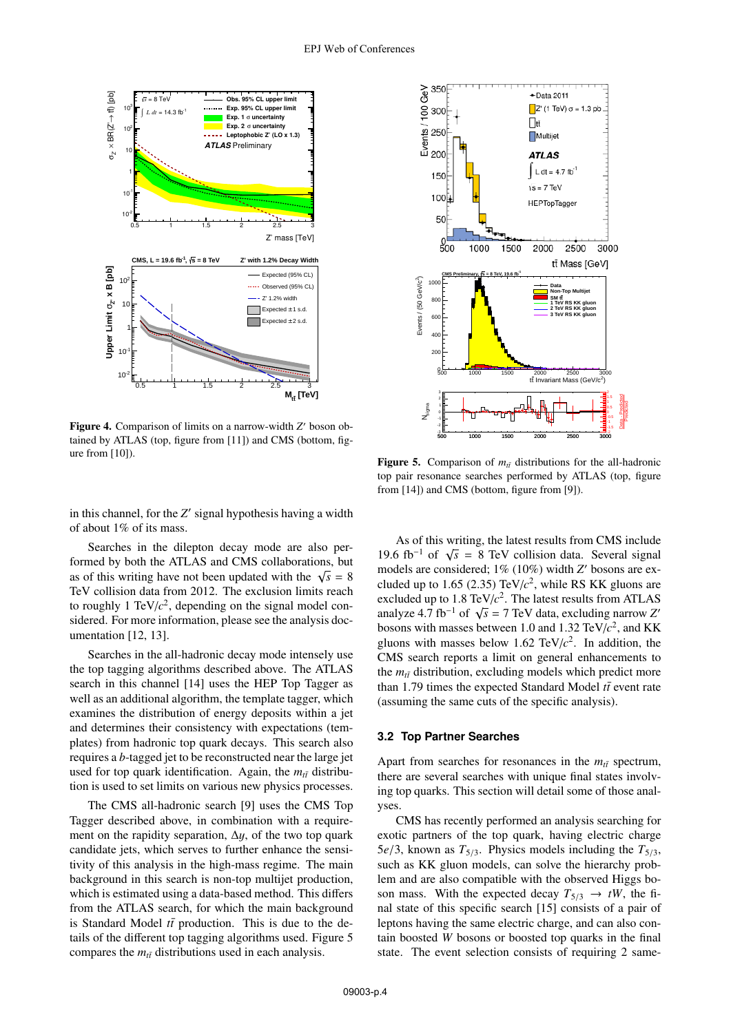√s = 8 TeV
∫ L dt = 14.3 fb⁻¹
Obs. 95% CL upper limit
Exp. 95% CL upper limit
Exp. 1 σ uncertainty
Exp. 2 σ uncertainty
Leptophobic Z' (LO x 1.3)
ATLAS Preliminary
$\sigma_{Z'} \times BR(Z' \rightarrow t\bar{t})$ [pb]
Z' mass [TeV]

CMS, L = 19.6 fb⁻¹, √s = 8 TeV
Z' with 1.2% Decay Width
Expected (95% CL)
Observed (95% CL)
Z' 1.2% width
Expected ±1 s.d.
Expected ±2 s.d.
Upper Limit $\sigma_{Z'}$ x B [pb]
$M_{t\bar{t}}$ [TeV]

**Figure 4.** Comparison of limits on a narrow-width $Z'$ boson obtained by ATLAS (top, figure from [11]) and CMS (bottom, figure from [10]).

in this channel, for the $Z'$ signal hypothesis having a width of about 1% of its mass.

Searches in the dilepton decay mode are also performed by both the ATLAS and CMS collaborations, but as of this writing have not been updated with the $\sqrt{s} = 8$ TeV collision data from 2012. The exclusion limits reach to roughly 1 TeV/$c^2$, depending on the signal model considered. For more information, please see the analysis documentation [12, 13].

Searches in the all-hadronic decay mode intensely use the top tagging algorithms described above. The ATLAS search in this channel [14] uses the HEP Top Tagger as well as an additional algorithm, the template tagger, which examines the distribution of energy deposits within a jet and determines their consistency with expectations (templates) from hadronic top quark decays. This search also requires a $b$-tagged jet to be reconstructed near the large jet used for top quark identification. Again, the $m_{t\bar{t}}$ distribution is used to set limits on various new physics processes.

The CMS all-hadronic search [9] uses the CMS Top Tagger described above, in combination with a requirement on the rapidity separation, $\Delta y$, of the two top quark candidate jets, which serves to further enhance the sensitivity of this analysis in the high-mass regime. The main background in this search is non-top multijet production, which is estimated using a data-based method. This differs from the ATLAS search, for which the main background is Standard Model $t\bar{t}$ production. This is due to the details of the different top tagging algorithms used. Figure 5 compares the $m_{t\bar{t}}$ distributions used in each analysis.

Data 2011
Z' (1 TeV) σ = 1.3 pb
tt̄
Multijet
ATLAS
∫ L dt = 4.7 fb⁻¹
√s = 7 TeV
HEPTopTagger
Events / 100 GeV
tt̄ Mass [GeV]

CMS Preliminary, √s = 8 TeV, 19.6 fb⁻¹
Data
Non-Top Multijet
SM tt̄
1 TeV RS KK gluon
2 TeV RS KK gluon
3 TeV RS KK gluon
Events / (50 GeV/c²)
tt̄ Invariant Mass (GeV/c²)
N_sigma
Data - Predicted / Predicted

**Figure 5.** Comparison of $m_{t\bar{t}}$ distributions for the all-hadronic top pair resonance searches performed by ATLAS (top, figure from [14]) and CMS (bottom, figure from [9]).

As of this writing, the latest results from CMS include 19.6 fb$^{-1}$ of $\sqrt{s} = 8$ TeV collision data. Several signal models are considered; 1% (10%) width $Z'$ bosons are excluded up to 1.65 (2.35) TeV/$c^2$, while RS KK gluons are excluded up to 1.8 TeV/$c^2$. The latest results from ATLAS analyze 4.7 fb$^{-1}$ of $\sqrt{s} = 7$ TeV data, excluding narrow $Z'$ bosons with masses between 1.0 and 1.32 TeV/$c^2$, and KK gluons with masses below 1.62 TeV/$c^2$. In addition, the CMS search reports a limit on general enhancements to the $m_{t\bar{t}}$ distribution, excluding models which predict more than 1.79 times the expected Standard Model $t\bar{t}$ event rate (assuming the same cuts of the specific analysis).

### 3.2 Top Partner Searches

Apart from searches for resonances in the $m_{t\bar{t}}$ spectrum, there are several searches with unique final states involving top quarks. This section will detail some of those analyses.

CMS has recently performed an analysis searching for exotic partners of the top quark, having electric charge $5e/3$, known as $T_{5/3}$. Physics models including the $T_{5/3}$, such as KK gluon models, can solve the hierarchy problem and are also compatible with the observed Higgs boson mass. With the expected decay $T_{5/3} \rightarrow tW$, the final state of this specific search [15] consists of a pair of leptons having the same electric charge, and can also contain boosted $W$ bosons or boosted top quarks in the final state. The event selection consists of requiring 2 same-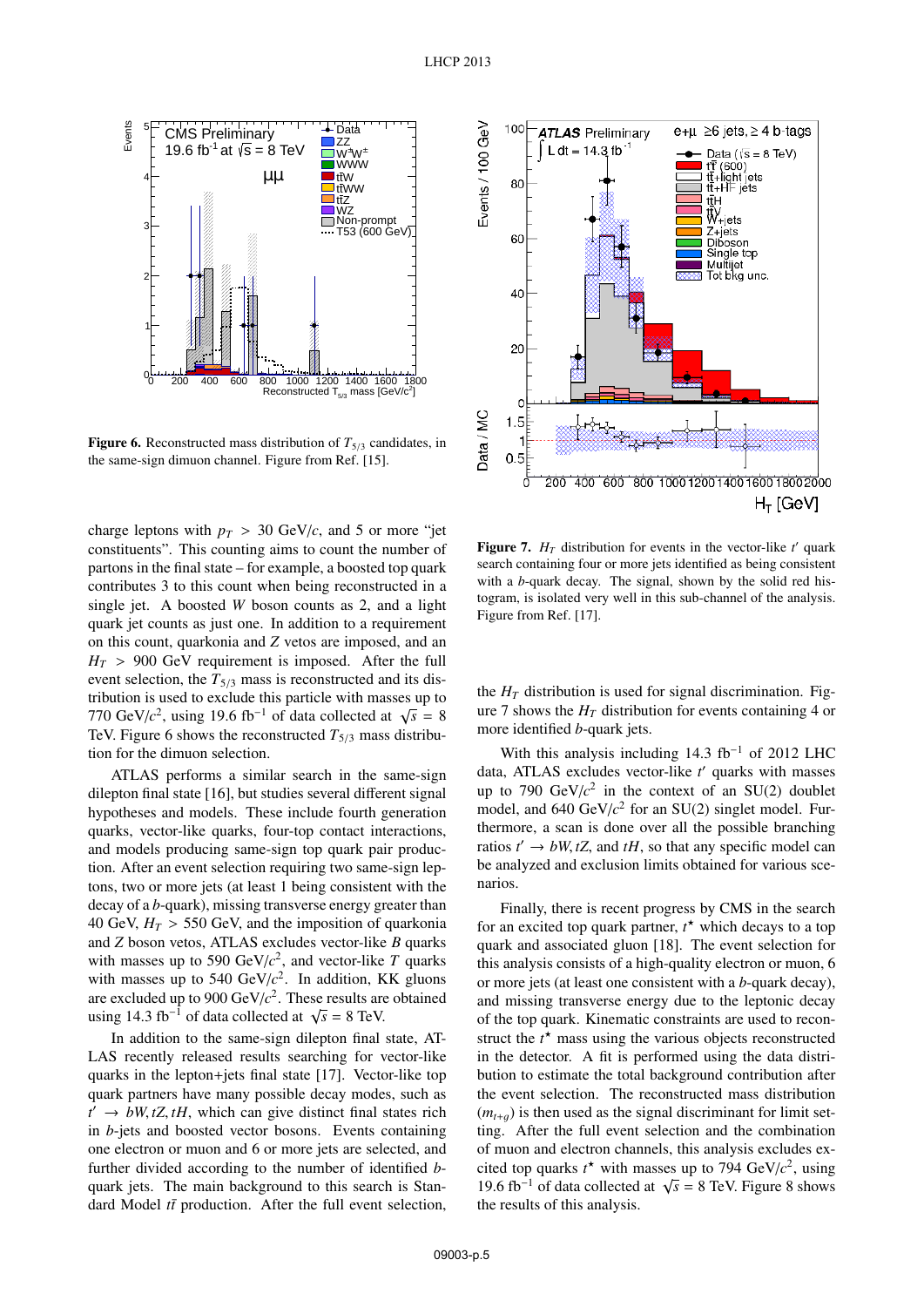CMS Preliminary

19.6 fb$^{-1}$ at $\sqrt{s}$ = 8 TeV

μμ

Data
ZZ
W$^{\pm}$W$^{\pm}$
WWW
t$\bar{t}$W
t$\bar{t}$WW
t$\bar{t}$Z
WZ
Non-prompt
T53 (600 GeV)

Events

Reconstructed $T_{5/3}$ mass [GeV/c$^2$]

0 200 400 600 800 1000 1200 1400 1600 1800

**Figure 6.** Reconstructed mass distribution of $T_{5/3}$ candidates, in the same-sign dimuon channel. Figure from Ref. [15].

charge leptons with $p_T > 30$ GeV/$c$, and 5 or more "jet constituents". This counting aims to count the number of partons in the final state – for example, a boosted top quark contributes 3 to this count when being reconstructed in a single jet. A boosted $W$ boson counts as 2, and a light quark jet counts as just one. In addition to a requirement on this count, quarkonia and $Z$ vetos are imposed, and an $H_T > 900$ GeV requirement is imposed. After the full event selection, the $T_{5/3}$ mass is reconstructed and its distribution is used to exclude this particle with masses up to 770 GeV/$c^2$, using 19.6 fb$^{-1}$ of data collected at $\sqrt{s} = 8$ TeV. Figure 6 shows the reconstructed $T_{5/3}$ mass distribution for the dimuon selection.

ATLAS performs a similar search in the same-sign dilepton final state [16], but studies several different signal hypotheses and models. These include fourth generation quarks, vector-like quarks, four-top contact interactions, and models producing same-sign top quark pair production. After an event selection requiring two same-sign leptons, two or more jets (at least 1 being consistent with the decay of a $b$-quark), missing transverse energy greater than 40 GeV, $H_T > 550$ GeV, and the imposition of quarkonia and $Z$ boson vetos, ATLAS excludes vector-like $B$ quarks with masses up to 590 GeV/$c^2$, and vector-like $T$ quarks with masses up to 540 GeV/$c^2$. In addition, KK gluons are excluded up to 900 GeV/$c^2$. These results are obtained using 14.3 fb$^{-1}$ of data collected at $\sqrt{s} = 8$ TeV.

In addition to the same-sign dilepton final state, ATLAS recently released results searching for vector-like quarks in the lepton+jets final state [17]. Vector-like top quark partners have many possible decay modes, such as $t' \to bW, tZ, tH$, which can give distinct final states rich in $b$-jets and boosted vector bosons. Events containing one electron or muon and 6 or more jets are selected, and further divided according to the number of identified $b$-quark jets. The main background to this search is Standard Model $t\bar{t}$ production. After the full event selection,

ATLAS Preliminary

$\int$ L dt = 14.3 fb$^{-1}$

e+μ ≥6 jets, ≥ 4 b-tags

Data ($\sqrt{s}$ = 8 TeV)
$t'\bar{t}'$ (600)
t$\bar{t}$+light jets
t$\bar{t}$+HF jets
t$\bar{t}$H
t$\bar{t}$V
W+jets
Z+jets
Diboson
Single top
Multijet
Tot bkg unc.

Events / 100 GeV

Data / MC

$H_T$ [GeV]

0 200 400 600 800 1000 1200 1400 1600 1800 2000

**Figure 7.** $H_T$ distribution for events in the vector-like $t'$ quark search containing four or more jets identified as being consistent with a $b$-quark decay. The signal, shown by the solid red histogram, is isolated very well in this sub-channel of the analysis. Figure from Ref. [17].

the $H_T$ distribution is used for signal discrimination. Figure 7 shows the $H_T$ distribution for events containing 4 or more identified $b$-quark jets.

With this analysis including 14.3 fb$^{-1}$ of 2012 LHC data, ATLAS excludes vector-like $t'$ quarks with masses up to 790 GeV/$c^2$ in the context of an SU(2) doublet model, and 640 GeV/$c^2$ for an SU(2) singlet model. Furthermore, a scan is done over all the possible branching ratios $t' \to bW, tZ$, and $tH$, so that any specific model can be analyzed and exclusion limits obtained for various scenarios.

Finally, there is recent progress by CMS in the search for an excited top quark partner, $t^\star$ which decays to a top quark and associated gluon [18]. The event selection for this analysis consists of a high-quality electron or muon, 6 or more jets (at least one consistent with a $b$-quark decay), and missing transverse energy due to the leptonic decay of the top quark. Kinematic constraints are used to reconstruct the $t^\star$ mass using the various objects reconstructed in the detector. A fit is performed using the data distribution to estimate the total background contribution after the event selection. The reconstructed mass distribution ($m_{t+g}$) is then used as the signal discriminant for limit setting. After the full event selection and the combination of muon and electron channels, this analysis excludes excited top quarks $t^\star$ with masses up to 794 GeV/$c^2$, using 19.6 fb$^{-1}$ of data collected at $\sqrt{s} = 8$ TeV. Figure 8 shows the results of this analysis.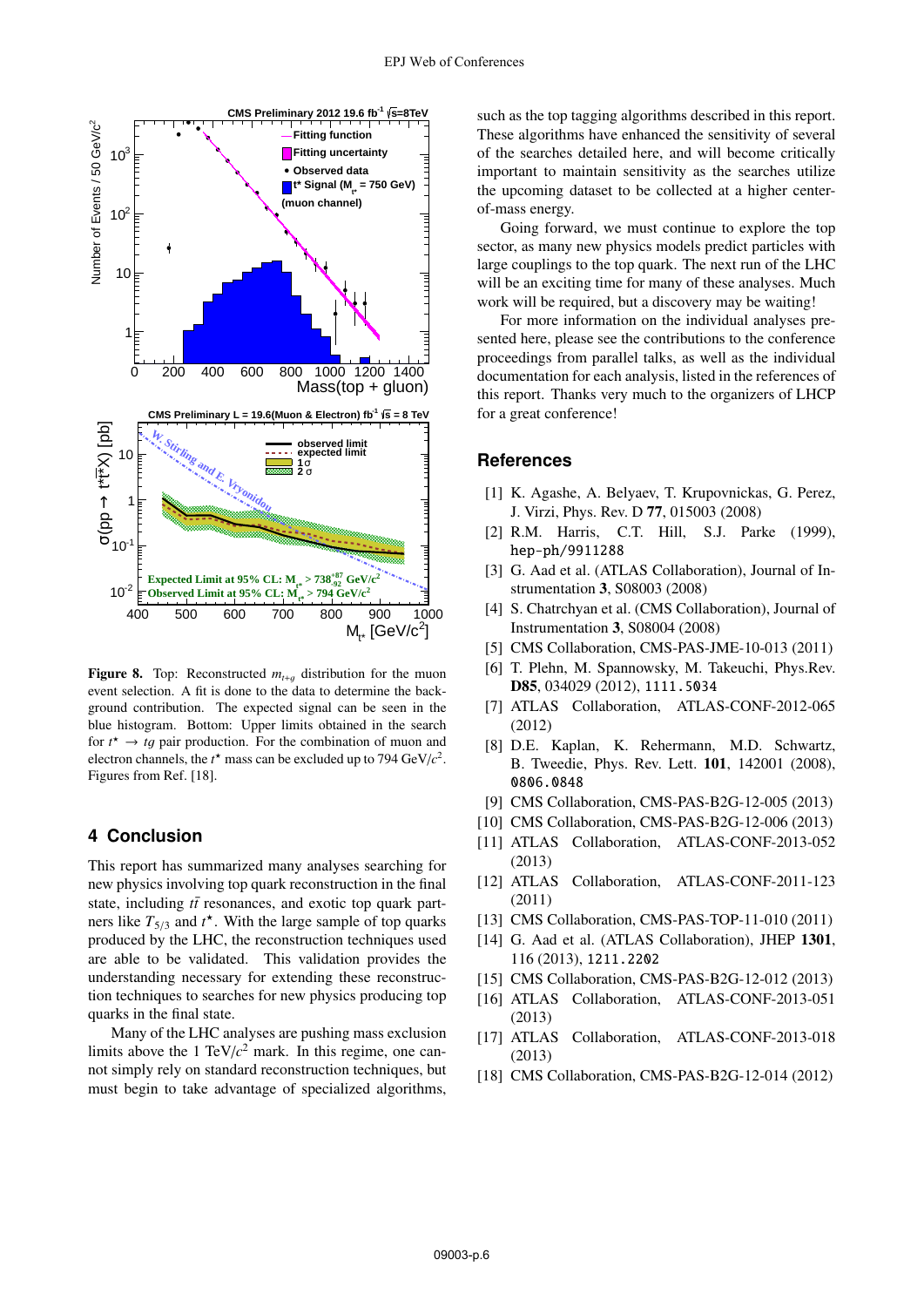CMS Preliminary 2012 19.6 fb$^{-1}$ $\sqrt{s}$=8TeV

Number of Events / 50 GeV/c$^2$

Fitting function

Fitting uncertainty

Observed data

t* Signal ($M_{t^*}$ = 750 GeV)

(muon channel)

Mass(top + gluon)

CMS Preliminary L = 19.6(Muon & Electron) fb$^{-1}$ $\sqrt{s}$ = 8 TeV

$\sigma(pp \to t^*\bar{t}^*X)$ [pb]

W. Stirling and E. Vryonidou

observed limit

expected limit

1 σ

2 σ

Expected Limit at 95% CL: $M_{t^*} > 738^{+87}_{-92}$ GeV/c$^2$

Observed Limit at 95% CL: $M_{t^*} > 794$ GeV/c$^2$

$M_{t^*}$ [GeV/c$^2$]

**Figure 8.** Top: Reconstructed $m_{t+g}$ distribution for the muon event selection. A fit is done to the data to determine the background contribution. The expected signal can be seen in the blue histogram. Bottom: Upper limits obtained in the search for $t^\star \to tg$ pair production. For the combination of muon and electron channels, the $t^\star$ mass can be excluded up to 794 GeV/$c^2$. Figures from Ref. [18].

## 4 Conclusion

This report has summarized many analyses searching for new physics involving top quark reconstruction in the final state, including $t\bar{t}$ resonances, and exotic top quark partners like $T_{5/3}$ and $t^\star$. With the large sample of top quarks produced by the LHC, the reconstruction techniques used are able to be validated. This validation provides the understanding necessary for extending these reconstruction techniques to searches for new physics producing top quarks in the final state.

Many of the LHC analyses are pushing mass exclusion limits above the 1 TeV/$c^2$ mark. In this regime, one cannot simply rely on standard reconstruction techniques, but must begin to take advantage of specialized algorithms, such as the top tagging algorithms described in this report. These algorithms have enhanced the sensitivity of several of the searches detailed here, and will become critically important to maintain sensitivity as the searches utilize the upcoming dataset to be collected at a higher center-of-mass energy.

Going forward, we must continue to explore the top sector, as many new physics models predict particles with large couplings to the top quark. The next run of the LHC will be an exciting time for many of these analyses. Much work will be required, but a discovery may be waiting!

For more information on the individual analyses presented here, please see the contributions to the conference proceedings from parallel talks, as well as the individual documentation for each analysis, listed in the references of this report. Thanks very much to the organizers of LHCP for a great conference!

## References

[1] K. Agashe, A. Belyaev, T. Krupovnickas, G. Perez, J. Virzi, Phys. Rev. D **77**, 015003 (2008)

[2] R.M. Harris, C.T. Hill, S.J. Parke (1999), hep-ph/9911288

[3] G. Aad et al. (ATLAS Collaboration), Journal of Instrumentation **3**, S08003 (2008)

[4] S. Chatrchyan et al. (CMS Collaboration), Journal of Instrumentation **3**, S08004 (2008)

[5] CMS Collaboration, CMS-PAS-JME-10-013 (2011)

[6] T. Plehn, M. Spannowsky, M. Takeuchi, Phys.Rev. **D85**, 034029 (2012), 1111.5034

[7] ATLAS Collaboration, ATLAS-CONF-2012-065 (2012)

[8] D.E. Kaplan, K. Rehermann, M.D. Schwartz, B. Tweedie, Phys. Rev. Lett. **101**, 142001 (2008), 0806.0848

[9] CMS Collaboration, CMS-PAS-B2G-12-005 (2013)

[10] CMS Collaboration, CMS-PAS-B2G-12-006 (2013)

[11] ATLAS Collaboration, ATLAS-CONF-2013-052 (2013)

[12] ATLAS Collaboration, ATLAS-CONF-2011-123 (2011)

[13] CMS Collaboration, CMS-PAS-TOP-11-010 (2011)

[14] G. Aad et al. (ATLAS Collaboration), JHEP **1301**, 116 (2013), 1211.2202

[15] CMS Collaboration, CMS-PAS-B2G-12-012 (2013)

[16] ATLAS Collaboration, ATLAS-CONF-2013-051 (2013)

[17] ATLAS Collaboration, ATLAS-CONF-2013-018 (2013)

[18] CMS Collaboration, CMS-PAS-B2G-12-014 (2012)